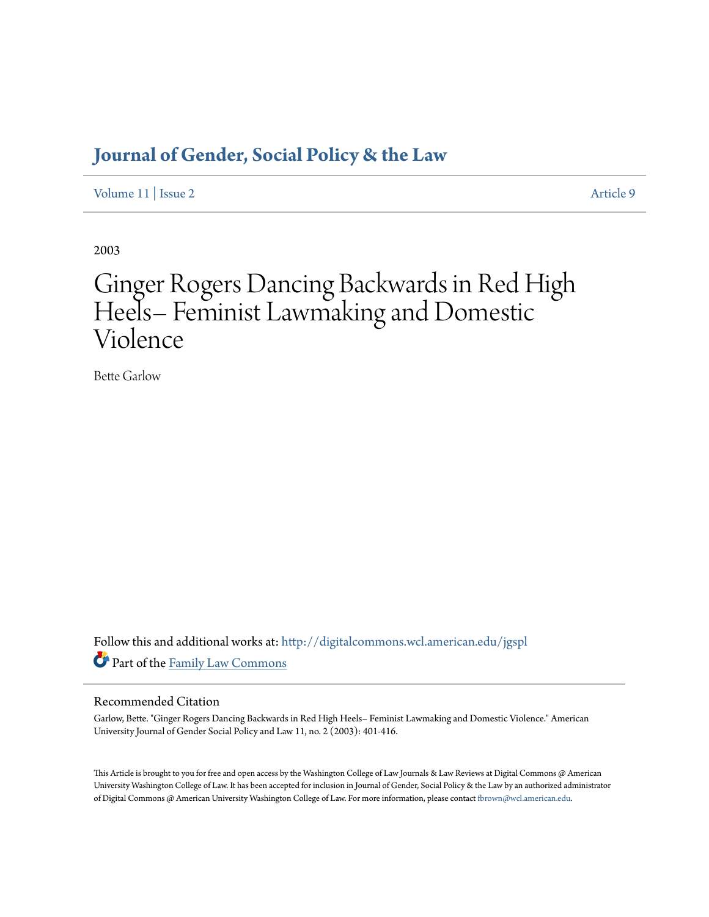# Journal of Gender, Social Policy & the Law

Volume 11 | Issue 2 Article 9

2003

# Ginger Rogers Dancing Backwards in Red High Heels– Feminist Lawmaking and Domestic Violence

Bette Garlow

Follow this and additional works at: http://digitalcommons.wcl.american.edu/jgspl

Part of the Family Law Commons

## Recommended Citation

Garlow, Bette. "Ginger Rogers Dancing Backwards in Red High Heels– Feminist Lawmaking and Domestic Violence." American University Journal of Gender Social Policy and Law 11, no. 2 (2003): 401-416.

This Article is brought to you for free and open access by the Washington College of Law Journals & Law Reviews at Digital Commons @ American University Washington College of Law. It has been accepted for inclusion in Journal of Gender, Social Policy & the Law by an authorized administrator of Digital Commons @ American University Washington College of Law. For more information, please contact fbrown@wcl.american.edu.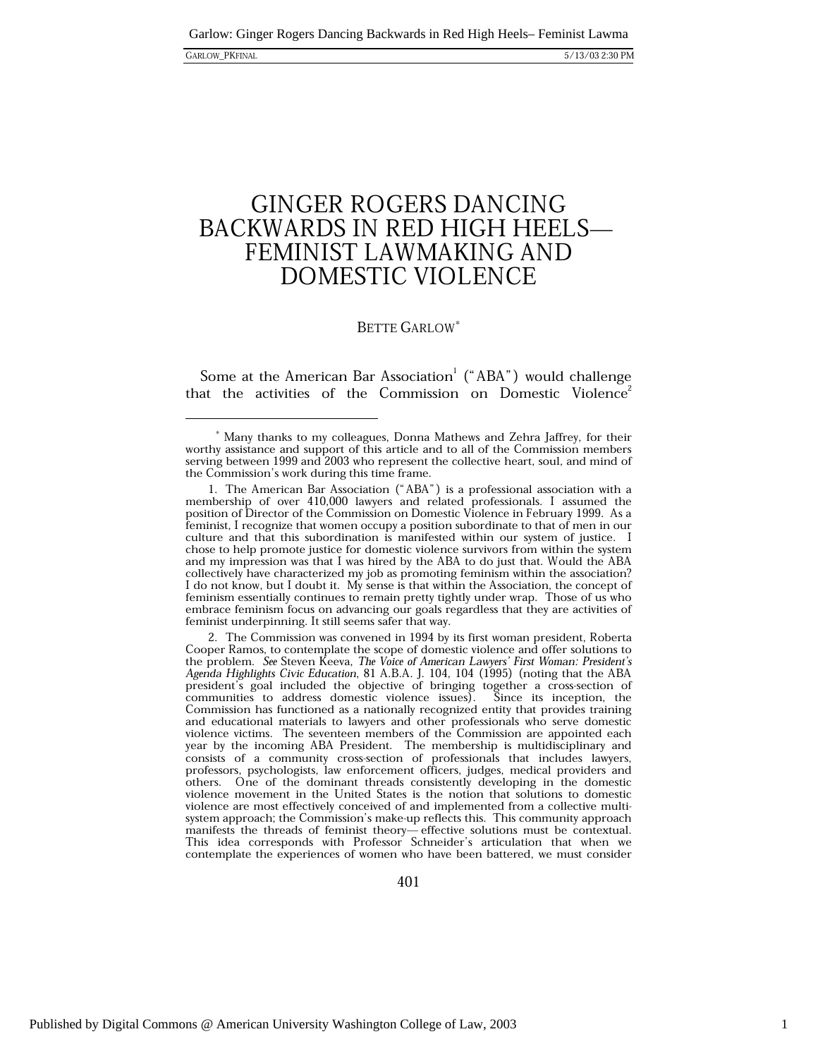# GINGER ROGERS DANCING BACKWARDS IN RED HIGH HEELS— FEMINIST LAWMAKING AND DOMESTIC VIOLENCE

BETTE GARLOW*

Some at the American Bar Association[1] ("ABA") would challenge that the activities of the Commission on Domestic Violence[2]

---

\* Many thanks to my colleagues, Donna Mathews and Zehra Jaffrey, for their worthy assistance and support of this article and to all of the Commission members serving between 1999 and 2003 who represent the collective heart, soul, and mind of the Commission's work during this time frame.

1. The American Bar Association ("ABA") is a professional association with a membership of over 410,000 lawyers and related professionals. I assumed the position of Director of the Commission on Domestic Violence in February 1999. As a feminist, I recognize that women occupy a position subordinate to that of men in our culture and that this subordination is manifested within our system of justice. I chose to help promote justice for domestic violence survivors from within the system and my impression was that I was hired by the ABA to do just that. Would the ABA collectively have characterized my job as promoting feminism within the association? I do not know, but I doubt it. My sense is that within the Association, the concept of feminism essentially continues to remain pretty tightly under wrap. Those of us who embrace feminism focus on advancing our goals regardless that they are activities of feminist underpinning. It still seems safer that way.

2. The Commission was convened in 1994 by its first woman president, Roberta Cooper Ramos, to contemplate the scope of domestic violence and offer solutions to the problem. *See* Steven Keeva, *The Voice of American Lawyers' First Woman: President's Agenda Highlights Civic Education*, 81 A.B.A. J. 104, 104 (1995) (noting that the ABA president's goal included the objective of bringing together a cross-section of communities to address domestic violence issues). Since its inception, the Commission has functioned as a nationally recognized entity that provides training and educational materials to lawyers and other professionals who serve domestic violence victims. The seventeen members of the Commission are appointed each year by the incoming ABA President. The membership is multidisciplinary and consists of a community cross-section of professionals that includes lawyers, professors, psychologists, law enforcement officers, judges, medical providers and others. One of the dominant threads consistently developing in the domestic violence movement in the United States is the notion that solutions to domestic violence are most effectively conceived of and implemented from a collective multi-system approach; the Commission's make-up reflects this. This community approach manifests the threads of feminist theory— effective solutions must be contextual. This idea corresponds with Professor Schneider's articulation that when we contemplate the experiences of women who have been battered, we must consider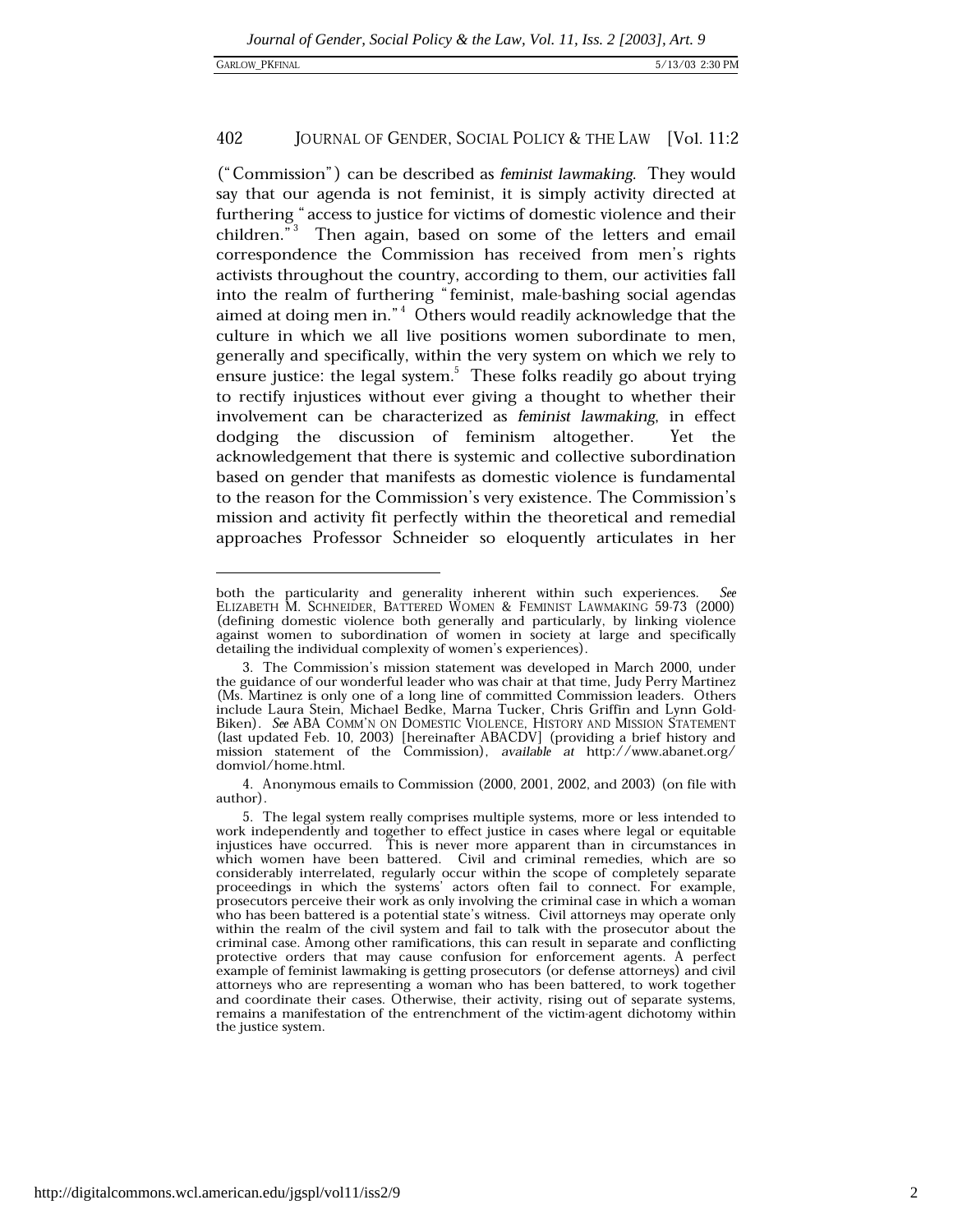("Commission") can be described as *feminist lawmaking*. They would say that our agenda is not feminist, it is simply activity directed at furthering "access to justice for victims of domestic violence and their children."[3] Then again, based on some of the letters and email correspondence the Commission has received from men's rights activists throughout the country, according to them, our activities fall into the realm of furthering "feminist, male-bashing social agendas aimed at doing men in."[4] Others would readily acknowledge that the culture in which we all live positions women subordinate to men, generally and specifically, within the very system on which we rely to ensure justice: the legal system.[5] These folks readily go about trying to rectify injustices without ever giving a thought to whether their involvement can be characterized as *feminist lawmaking*, in effect dodging the discussion of feminism altogether. Yet the acknowledgement that there is systemic and collective subordination based on gender that manifests as domestic violence is fundamental to the reason for the Commission's very existence. The Commission's mission and activity fit perfectly within the theoretical and remedial approaches Professor Schneider so eloquently articulates in her

---

both the particularity and generality inherent within such experiences. *See* ELIZABETH M. SCHNEIDER, BATTERED WOMEN & FEMINIST LAWMAKING 59-73 (2000) (defining domestic violence both generally and particularly, by linking violence against women to subordination of women in society at large and specifically detailing the individual complexity of women's experiences).

3. The Commission's mission statement was developed in March 2000, under the guidance of our wonderful leader who was chair at that time, Judy Perry Martinez (Ms. Martinez is only one of a long line of committed Commission leaders. Others include Laura Stein, Michael Bedke, Marna Tucker, Chris Griffin and Lynn Gold-Biken). *See* ABA COMM'N ON DOMESTIC VIOLENCE, HISTORY AND MISSION STATEMENT (last updated Feb. 10, 2003) [hereinafter ABACDV] (providing a brief history and mission statement of the Commission), *available at* http://www.abanet.org/domviol/home.html.

4. Anonymous emails to Commission (2000, 2001, 2002, and 2003) (on file with author).

5. The legal system really comprises multiple systems, more or less intended to work independently and together to effect justice in cases where legal or equitable injustices have occurred. This is never more apparent than in circumstances in which women have been battered. Civil and criminal remedies, which are so considerably interrelated, regularly occur within the scope of completely separate proceedings in which the systems' actors often fail to connect. For example, prosecutors perceive their work as only involving the criminal case in which a woman who has been battered is a potential state's witness. Civil attorneys may operate only within the realm of the civil system and fail to talk with the prosecutor about the criminal case. Among other ramifications, this can result in separate and conflicting protective orders that may cause confusion for enforcement agents. A perfect example of feminist lawmaking is getting prosecutors (or defense attorneys) and civil attorneys who are representing a woman who has been battered, to work together and coordinate their cases. Otherwise, their activity, rising out of separate systems, remains a manifestation of the entrenchment of the victim-agent dichotomy within the justice system.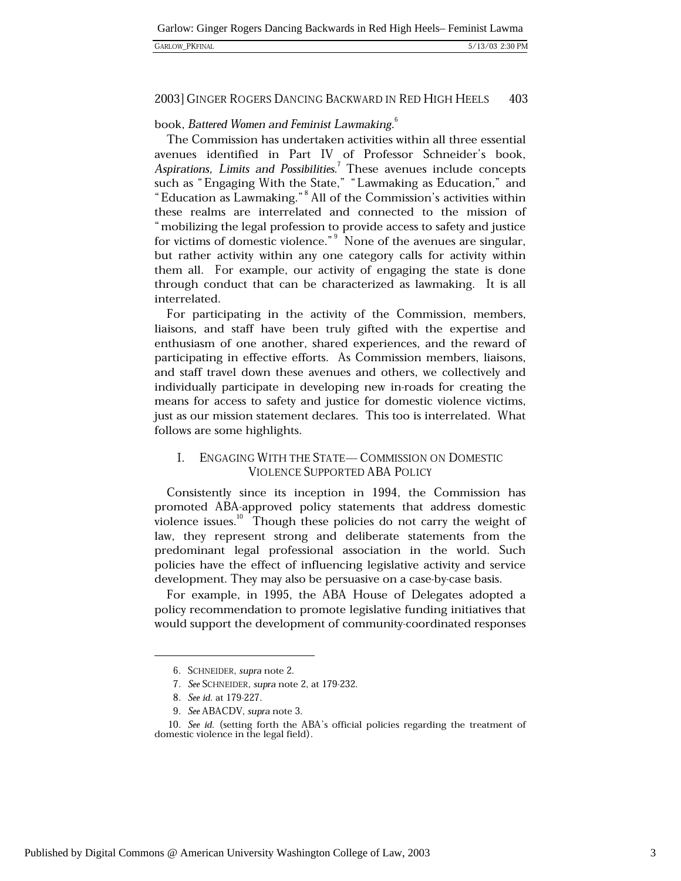book, *Battered Women and Feminist Lawmaking*.[6]

The Commission has undertaken activities within all three essential avenues identified in Part IV of Professor Schneider's book, *Aspirations, Limits and Possibilities*.[7] These avenues include concepts such as "Engaging With the State," "Lawmaking as Education," and "Education as Lawmaking."[8] All of the Commission's activities within these realms are interrelated and connected to the mission of "mobilizing the legal profession to provide access to safety and justice for victims of domestic violence."[9] None of the avenues are singular, but rather activity within any one category calls for activity within them all. For example, our activity of engaging the state is done through conduct that can be characterized as lawmaking. It is all interrelated.

For participating in the activity of the Commission, members, liaisons, and staff have been truly gifted with the expertise and enthusiasm of one another, shared experiences, and the reward of participating in effective efforts. As Commission members, liaisons, and staff travel down these avenues and others, we collectively and individually participate in developing new in-roads for creating the means for access to safety and justice for domestic violence victims, just as our mission statement declares. This too is interrelated. What follows are some highlights.

## I. ENGAGING WITH THE STATE— COMMISSION ON DOMESTIC VIOLENCE SUPPORTED ABA POLICY

Consistently since its inception in 1994, the Commission has promoted ABA-approved policy statements that address domestic violence issues.[10] Though these policies do not carry the weight of law, they represent strong and deliberate statements from the predominant legal professional association in the world. Such policies have the effect of influencing legislative activity and service development. They may also be persuasive on a case-by-case basis.

For example, in 1995, the ABA House of Delegates adopted a policy recommendation to promote legislative funding initiatives that would support the development of community-coordinated responses

---

6. SCHNEIDER, *supra* note 2.

7. *See* SCHNEIDER, *supra* note 2, at 179-232.

8. *See id.* at 179-227.

9. *See* ABACDV, *supra* note 3.

10. *See id.* (setting forth the ABA's official policies regarding the treatment of domestic violence in the legal field).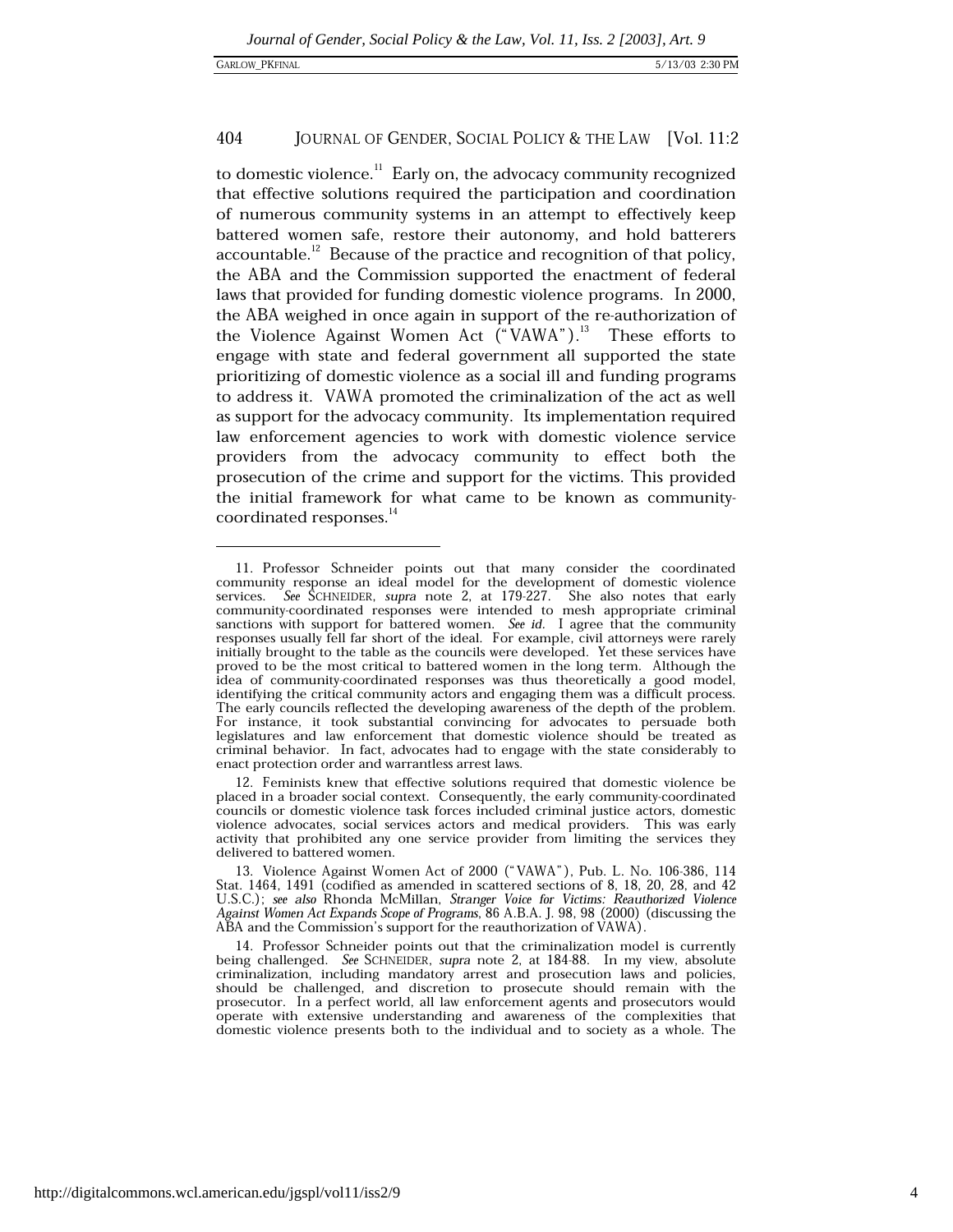to domestic violence.[11] Early on, the advocacy community recognized that effective solutions required the participation and coordination of numerous community systems in an attempt to effectively keep battered women safe, restore their autonomy, and hold batterers accountable.[12] Because of the practice and recognition of that policy, the ABA and the Commission supported the enactment of federal laws that provided for funding domestic violence programs. In 2000, the ABA weighed in once again in support of the re-authorization of the Violence Against Women Act ("VAWA").[13] These efforts to engage with state and federal government all supported the state prioritizing of domestic violence as a social ill and funding programs to address it. VAWA promoted the criminalization of the act as well as support for the advocacy community. Its implementation required law enforcement agencies to work with domestic violence service providers from the advocacy community to effect both the prosecution of the crime and support for the victims. This provided the initial framework for what came to be known as community-coordinated responses.[14]

---

11. Professor Schneider points out that many consider the coordinated community response an ideal model for the development of domestic violence services. *See* SCHNEIDER, *supra* note 2, at 179-227. She also notes that early community-coordinated responses were intended to mesh appropriate criminal sanctions with support for battered women. *See id.* I agree that the community responses usually fell far short of the ideal. For example, civil attorneys were rarely initially brought to the table as the councils were developed. Yet these services have proved to be the most critical to battered women in the long term. Although the idea of community-coordinated responses was thus theoretically a good model, identifying the critical community actors and engaging them was a difficult process. The early councils reflected the developing awareness of the depth of the problem. For instance, it took substantial convincing for advocates to persuade both legislatures and law enforcement that domestic violence should be treated as criminal behavior. In fact, advocates had to engage with the state considerably to enact protection order and warrantless arrest laws.

12. Feminists knew that effective solutions required that domestic violence be placed in a broader social context. Consequently, the early community-coordinated councils or domestic violence task forces included criminal justice actors, domestic violence advocates, social services actors and medical providers. This was early activity that prohibited any one service provider from limiting the services they delivered to battered women.

13. Violence Against Women Act of 2000 ("VAWA"), Pub. L. No. 106-386, 114 Stat. 1464, 1491 (codified as amended in scattered sections of 8, 18, 20, 28, and 42 U.S.C.); *see also* Rhonda McMillan, *Stranger Voice for Victims: Reauthorized Violence Against Women Act Expands Scope of Programs*, 86 A.B.A. J. 98, 98 (2000) (discussing the ABA and the Commission's support for the reauthorization of VAWA).

14. Professor Schneider points out that the criminalization model is currently being challenged. *See* SCHNEIDER, *supra* note 2, at 184-88. In my view, absolute criminalization, including mandatory arrest and prosecution laws and policies, should be challenged, and discretion to prosecute should remain with the prosecutor. In a perfect world, all law enforcement agents and prosecutors would operate with extensive understanding and awareness of the complexities that domestic violence presents both to the individual and to society as a whole. The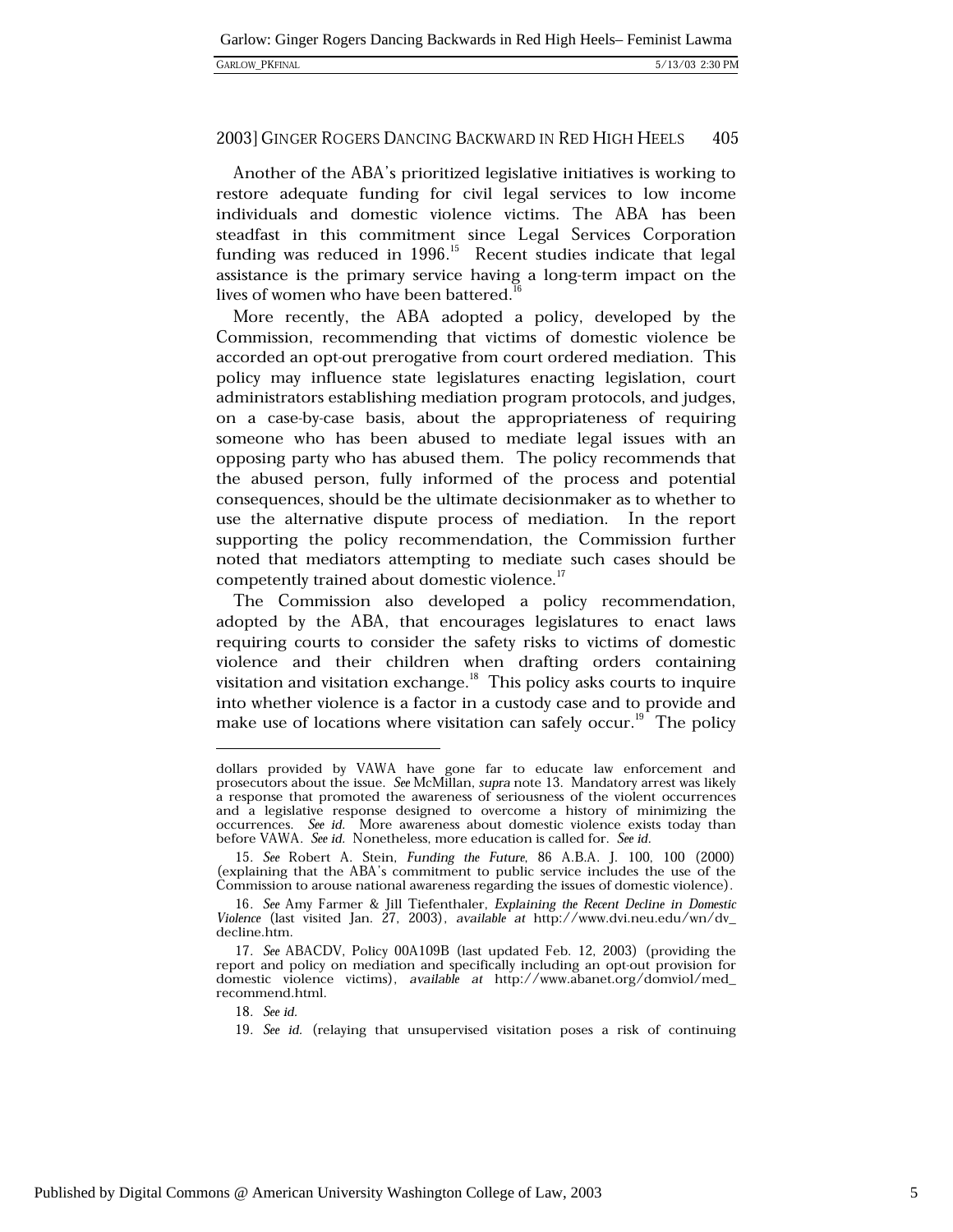Another of the ABA's prioritized legislative initiatives is working to restore adequate funding for civil legal services to low income individuals and domestic violence victims. The ABA has been steadfast in this commitment since Legal Services Corporation funding was reduced in 1996.[15] Recent studies indicate that legal assistance is the primary service having a long-term impact on the lives of women who have been battered.[16]

More recently, the ABA adopted a policy, developed by the Commission, recommending that victims of domestic violence be accorded an opt-out prerogative from court ordered mediation. This policy may influence state legislatures enacting legislation, court administrators establishing mediation program protocols, and judges, on a case-by-case basis, about the appropriateness of requiring someone who has been abused to mediate legal issues with an opposing party who has abused them. The policy recommends that the abused person, fully informed of the process and potential consequences, should be the ultimate decisionmaker as to whether to use the alternative dispute process of mediation. In the report supporting the policy recommendation, the Commission further noted that mediators attempting to mediate such cases should be competently trained about domestic violence.[17]

The Commission also developed a policy recommendation, adopted by the ABA, that encourages legislatures to enact laws requiring courts to consider the safety risks to victims of domestic violence and their children when drafting orders containing visitation and visitation exchange.[18] This policy asks courts to inquire into whether violence is a factor in a custody case and to provide and make use of locations where visitation can safely occur.[19] The policy

---

dollars provided by VAWA have gone far to educate law enforcement and prosecutors about the issue. *See* McMillan, *supra* note 13. Mandatory arrest was likely a response that promoted the awareness of seriousness of the violent occurrences and a legislative response designed to overcome a history of minimizing the occurrences. *See id.* More awareness about domestic violence exists today than before VAWA. *See id.* Nonetheless, more education is called for. *See id.*

15. *See* Robert A. Stein, *Funding the Future*, 86 A.B.A. J. 100, 100 (2000) (explaining that the ABA's commitment to public service includes the use of the Commission to arouse national awareness regarding the issues of domestic violence).

16. *See* Amy Farmer & Jill Tiefenthaler, *Explaining the Recent Decline in Domestic Violence* (last visited Jan. 27, 2003), *available at* http://www.dvi.neu.edu/wn/dv_decline.htm.

17. *See* ABACDV, Policy 00A109B (last updated Feb. 12, 2003) (providing the report and policy on mediation and specifically including an opt-out provision for domestic violence victims), *available at* http://www.abanet.org/domviol/med_recommend.html.

18. *See id.*

19. *See id.* (relaying that unsupervised visitation poses a risk of continuing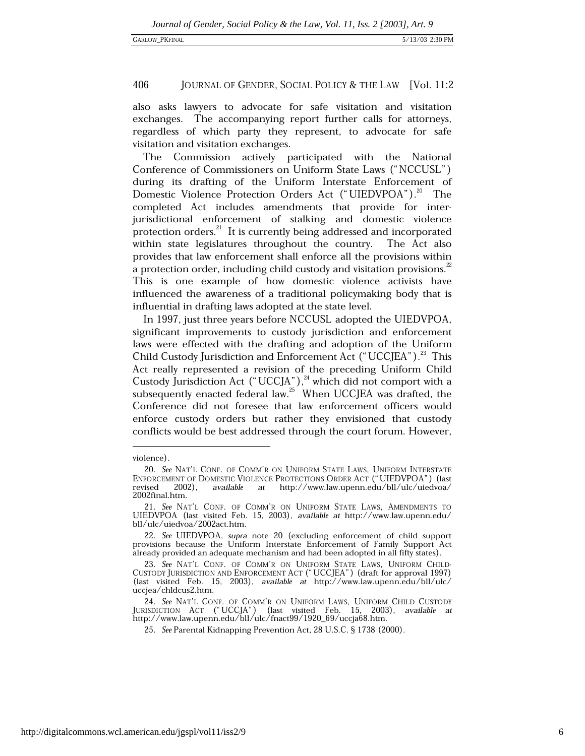also asks lawyers to advocate for safe visitation and visitation exchanges. The accompanying report further calls for attorneys, regardless of which party they represent, to advocate for safe visitation and visitation exchanges.

The Commission actively participated with the National Conference of Commissioners on Uniform State Laws ("NCCUSL") during its drafting of the Uniform Interstate Enforcement of Domestic Violence Protection Orders Act ("UIEDVPOA").[20] The completed Act includes amendments that provide for inter-jurisdictional enforcement of stalking and domestic violence protection orders.[21] It is currently being addressed and incorporated within state legislatures throughout the country. The Act also provides that law enforcement shall enforce all the provisions within a protection order, including child custody and visitation provisions.[22] This is one example of how domestic violence activists have influenced the awareness of a traditional policymaking body that is influential in drafting laws adopted at the state level.

In 1997, just three years before NCCUSL adopted the UIEDVPOA, significant improvements to custody jurisdiction and enforcement laws were effected with the drafting and adoption of the Uniform Child Custody Jurisdiction and Enforcement Act ("UCCJEA").[23] This Act really represented a revision of the preceding Uniform Child Custody Jurisdiction Act ("UCCJA"),[24] which did not comport with a subsequently enacted federal law.[25] When UCCJEA was drafted, the Conference did not foresee that law enforcement officers would enforce custody orders but rather they envisioned that custody conflicts would be best addressed through the court forum. However,

---

violence).

20. *See* NAT'L CONF. OF COMM'R ON UNIFORM STATE LAWS, UNIFORM INTERSTATE ENFORCEMENT OF DOMESTIC VIOLENCE PROTECTIONS ORDER ACT ("UIEDVPOA") (last revised 2002), *available at* http://www.law.upenn.edu/bll/ulc/uiedvoa/2002final.htm.

21. *See* NAT'L CONF. OF COMM'R ON UNIFORM STATE LAWS, AMENDMENTS TO UIEDVPOA (last visited Feb. 15, 2003), *available at* http://www.law.upenn.edu/bll/ulc/uiedvoa/2002act.htm.

22. *See* UIEDVPOA, *supra* note 20 (excluding enforcement of child support provisions because the Uniform Interstate Enforcement of Family Support Act already provided an adequate mechanism and had been adopted in all fifty states).

23. *See* NAT'L CONF. OF COMM'R ON UNIFORM STATE LAWS, UNIFORM CHILD-CUSTODY JURISDICTION AND ENFORCEMENT ACT ("UCCJEA") (draft for approval 1997) (last visited Feb. 15, 2003), *available at* http://www.law.upenn.edu/bll/ulc/uccjea/chldcus2.htm.

24. *See* NAT'L CONF. OF COMM'R ON UNIFORM LAWS, UNIFORM CHILD CUSTODY JURISDICTION ACT ("UCCJA") (last visited Feb. 15, 2003), *available at* http://www.law.upenn.edu/bll/ulc/fnact99/1920_69/uccja68.htm.

25. *See* Parental Kidnapping Prevention Act, 28 U.S.C. § 1738 (2000).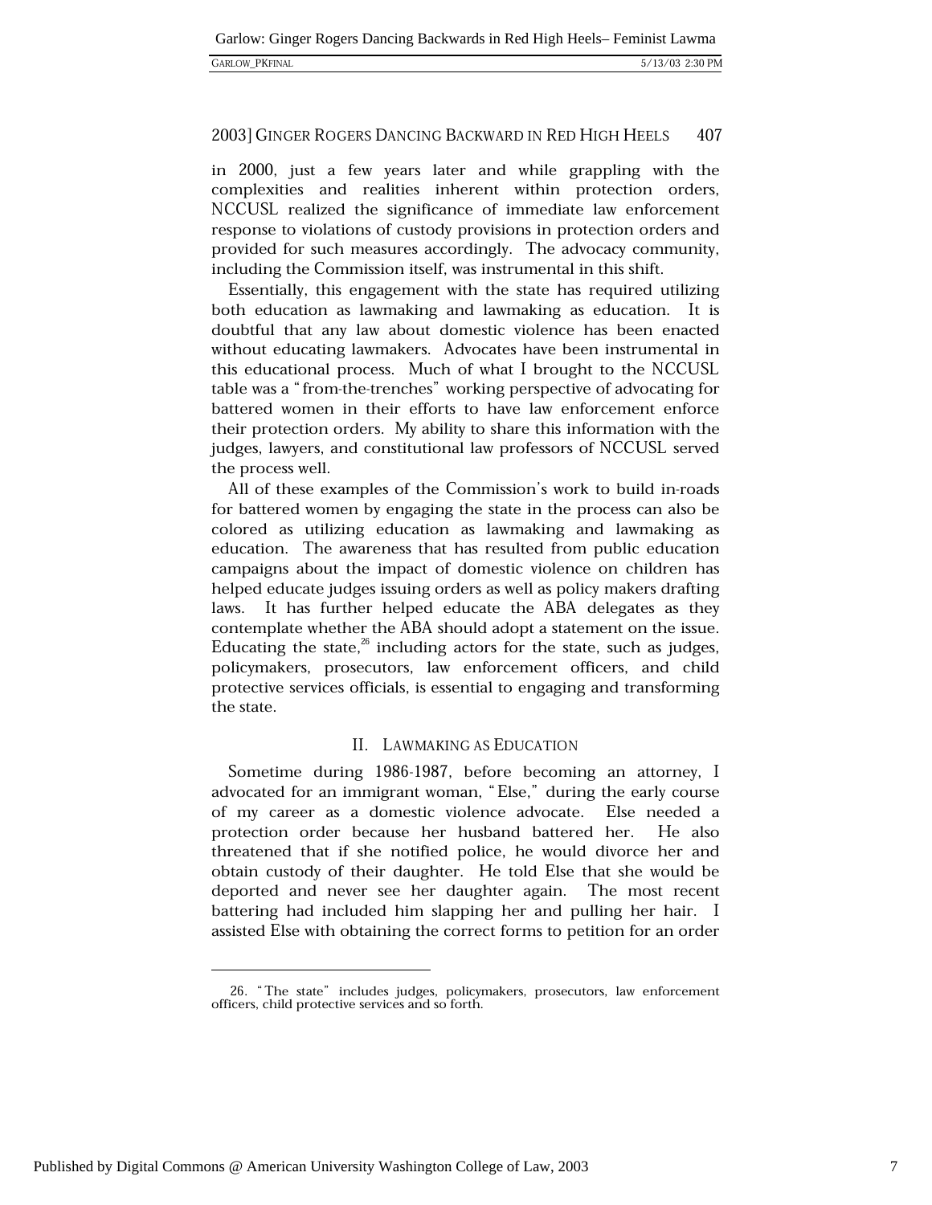in 2000, just a few years later and while grappling with the complexities and realities inherent within protection orders, NCCUSL realized the significance of immediate law enforcement response to violations of custody provisions in protection orders and provided for such measures accordingly. The advocacy community, including the Commission itself, was instrumental in this shift.

Essentially, this engagement with the state has required utilizing both education as lawmaking and lawmaking as education. It is doubtful that any law about domestic violence has been enacted without educating lawmakers. Advocates have been instrumental in this educational process. Much of what I brought to the NCCUSL table was a "from-the-trenches" working perspective of advocating for battered women in their efforts to have law enforcement enforce their protection orders. My ability to share this information with the judges, lawyers, and constitutional law professors of NCCUSL served the process well.

All of these examples of the Commission's work to build in-roads for battered women by engaging the state in the process can also be colored as utilizing education as lawmaking and lawmaking as education. The awareness that has resulted from public education campaigns about the impact of domestic violence on children has helped educate judges issuing orders as well as policy makers drafting laws. It has further helped educate the ABA delegates as they contemplate whether the ABA should adopt a statement on the issue. Educating the state,[26] including actors for the state, such as judges, policymakers, prosecutors, law enforcement officers, and child protective services officials, is essential to engaging and transforming the state.

## II. LAWMAKING AS EDUCATION

Sometime during 1986-1987, before becoming an attorney, I advocated for an immigrant woman, "Else," during the early course of my career as a domestic violence advocate. Else needed a protection order because her husband battered her. He also threatened that if she notified police, he would divorce her and obtain custody of their daughter. He told Else that she would be deported and never see her daughter again. The most recent battering had included him slapping her and pulling her hair. I assisted Else with obtaining the correct forms to petition for an order

---

26. "The state" includes judges, policymakers, prosecutors, law enforcement officers, child protective services and so forth.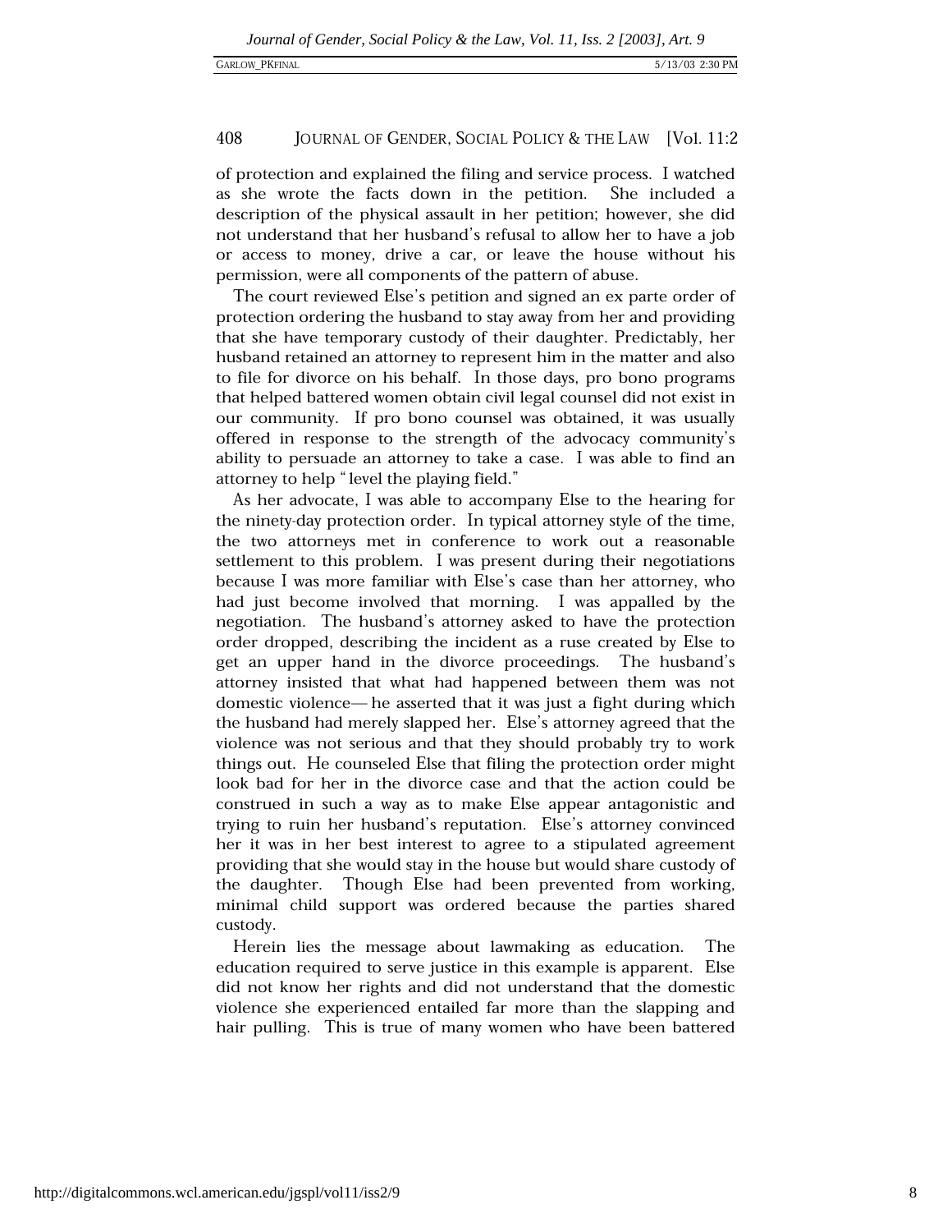of protection and explained the filing and service process. I watched as she wrote the facts down in the petition. She included a description of the physical assault in her petition; however, she did not understand that her husband's refusal to allow her to have a job or access to money, drive a car, or leave the house without his permission, were all components of the pattern of abuse.

The court reviewed Else's petition and signed an ex parte order of protection ordering the husband to stay away from her and providing that she have temporary custody of their daughter. Predictably, her husband retained an attorney to represent him in the matter and also to file for divorce on his behalf. In those days, pro bono programs that helped battered women obtain civil legal counsel did not exist in our community. If pro bono counsel was obtained, it was usually offered in response to the strength of the advocacy community's ability to persuade an attorney to take a case. I was able to find an attorney to help "level the playing field."

As her advocate, I was able to accompany Else to the hearing for the ninety-day protection order. In typical attorney style of the time, the two attorneys met in conference to work out a reasonable settlement to this problem. I was present during their negotiations because I was more familiar with Else's case than her attorney, who had just become involved that morning. I was appalled by the negotiation. The husband's attorney asked to have the protection order dropped, describing the incident as a ruse created by Else to get an upper hand in the divorce proceedings. The husband's attorney insisted that what had happened between them was not domestic violence—he asserted that it was just a fight during which the husband had merely slapped her. Else's attorney agreed that the violence was not serious and that they should probably try to work things out. He counseled Else that filing the protection order might look bad for her in the divorce case and that the action could be construed in such a way as to make Else appear antagonistic and trying to ruin her husband's reputation. Else's attorney convinced her it was in her best interest to agree to a stipulated agreement providing that she would stay in the house but would share custody of the daughter. Though Else had been prevented from working, minimal child support was ordered because the parties shared custody.

Herein lies the message about lawmaking as education. The education required to serve justice in this example is apparent. Else did not know her rights and did not understand that the domestic violence she experienced entailed far more than the slapping and hair pulling. This is true of many women who have been battered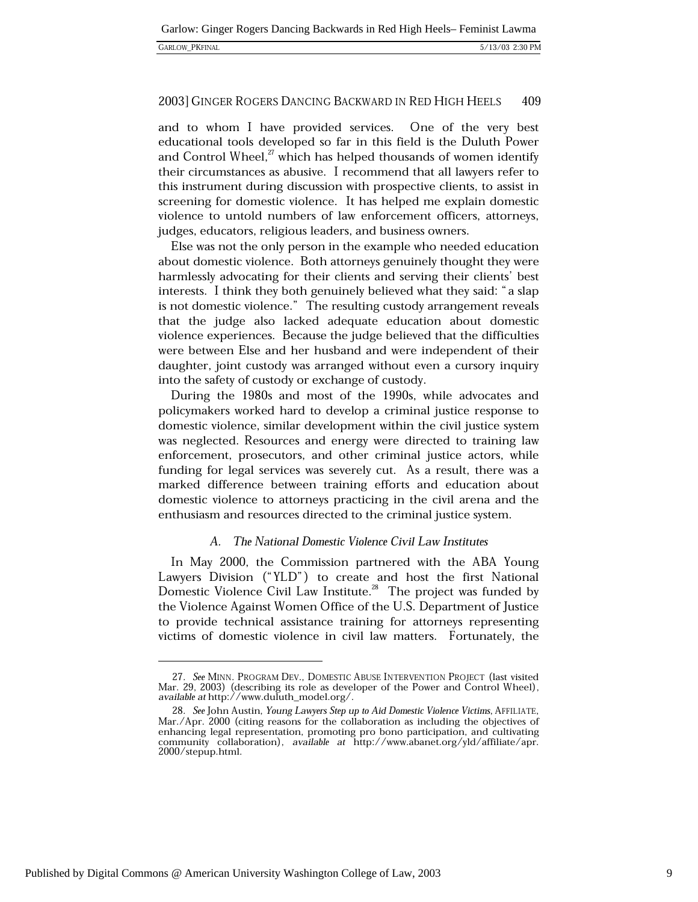and to whom I have provided services. One of the very best educational tools developed so far in this field is the Duluth Power and Control Wheel,[27] which has helped thousands of women identify their circumstances as abusive. I recommend that all lawyers refer to this instrument during discussion with prospective clients, to assist in screening for domestic violence. It has helped me explain domestic violence to untold numbers of law enforcement officers, attorneys, judges, educators, religious leaders, and business owners.

Else was not the only person in the example who needed education about domestic violence. Both attorneys genuinely thought they were harmlessly advocating for their clients and serving their clients' best interests. I think they both genuinely believed what they said: "a slap is not domestic violence." The resulting custody arrangement reveals that the judge also lacked adequate education about domestic violence experiences. Because the judge believed that the difficulties were between Else and her husband and were independent of their daughter, joint custody was arranged without even a cursory inquiry into the safety of custody or exchange of custody.

During the 1980s and most of the 1990s, while advocates and policymakers worked hard to develop a criminal justice response to domestic violence, similar development within the civil justice system was neglected. Resources and energy were directed to training law enforcement, prosecutors, and other criminal justice actors, while funding for legal services was severely cut. As a result, there was a marked difference between training efforts and education about domestic violence to attorneys practicing in the civil arena and the enthusiasm and resources directed to the criminal justice system.

### *A. The National Domestic Violence Civil Law Institutes*

In May 2000, the Commission partnered with the ABA Young Lawyers Division ("YLD") to create and host the first National Domestic Violence Civil Law Institute.[28] The project was funded by the Violence Against Women Office of the U.S. Department of Justice to provide technical assistance training for attorneys representing victims of domestic violence in civil law matters. Fortunately, the

---

27. *See* MINN. PROGRAM DEV., DOMESTIC ABUSE INTERVENTION PROJECT (last visited Mar. 29, 2003) (describing its role as developer of the Power and Control Wheel), *available at* http://www.duluth_model.org/.

28. *See* John Austin, *Young Lawyers Step up to Aid Domestic Violence Victims*, AFFILIATE, Mar./Apr. 2000 (citing reasons for the collaboration as including the objectives of enhancing legal representation, promoting pro bono participation, and cultivating community collaboration), *available at* http://www.abanet.org/yld/affiliate/apr.2000/stepup.html.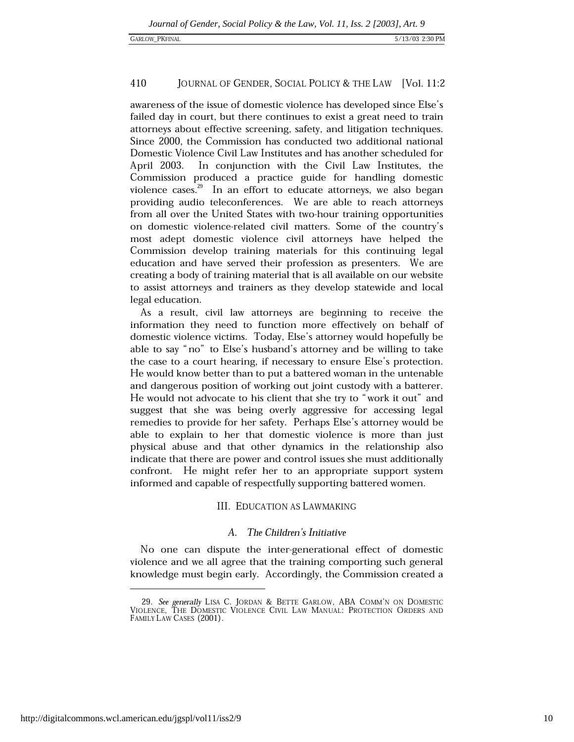awareness of the issue of domestic violence has developed since Else's failed day in court, but there continues to exist a great need to train attorneys about effective screening, safety, and litigation techniques. Since 2000, the Commission has conducted two additional national Domestic Violence Civil Law Institutes and has another scheduled for April 2003. In conjunction with the Civil Law Institutes, the Commission produced a practice guide for handling domestic violence cases.[29] In an effort to educate attorneys, we also began providing audio teleconferences. We are able to reach attorneys from all over the United States with two-hour training opportunities on domestic violence-related civil matters. Some of the country's most adept domestic violence civil attorneys have helped the Commission develop training materials for this continuing legal education and have served their profession as presenters. We are creating a body of training material that is all available on our website to assist attorneys and trainers as they develop statewide and local legal education.

As a result, civil law attorneys are beginning to receive the information they need to function more effectively on behalf of domestic violence victims. Today, Else's attorney would hopefully be able to say "no" to Else's husband's attorney and be willing to take the case to a court hearing, if necessary to ensure Else's protection. He would know better than to put a battered woman in the untenable and dangerous position of working out joint custody with a batterer. He would not advocate to his client that she try to "work it out" and suggest that she was being overly aggressive for accessing legal remedies to provide for her safety. Perhaps Else's attorney would be able to explain to her that domestic violence is more than just physical abuse and that other dynamics in the relationship also indicate that there are power and control issues she must additionally confront. He might refer her to an appropriate support system informed and capable of respectfully supporting battered women.

## III. EDUCATION AS LAWMAKING

### A. *The Children's Initiative*

No one can dispute the inter-generational effect of domestic violence and we all agree that the training comporting such general knowledge must begin early. Accordingly, the Commission created a

---

29. *See generally* LISA C. JORDAN & BETTE GARLOW, ABA COMM'N ON DOMESTIC VIOLENCE, THE DOMESTIC VIOLENCE CIVIL LAW MANUAL: PROTECTION ORDERS AND FAMILY LAW CASES (2001).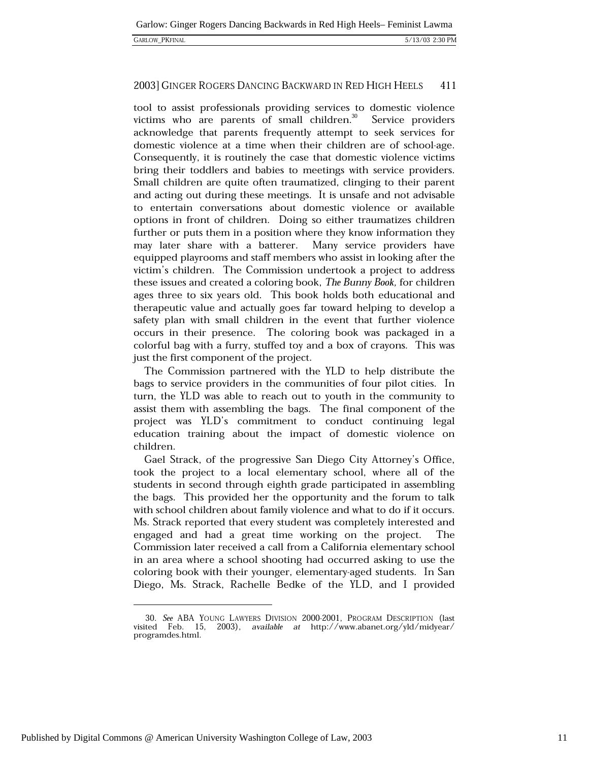tool to assist professionals providing services to domestic violence victims who are parents of small children.[30] Service providers acknowledge that parents frequently attempt to seek services for domestic violence at a time when their children are of school-age. Consequently, it is routinely the case that domestic violence victims bring their toddlers and babies to meetings with service providers. Small children are quite often traumatized, clinging to their parent and acting out during these meetings. It is unsafe and not advisable to entertain conversations about domestic violence or available options in front of children. Doing so either traumatizes children further or puts them in a position where they know information they may later share with a batterer. Many service providers have equipped playrooms and staff members who assist in looking after the victim's children. The Commission undertook a project to address these issues and created a coloring book, *The Bunny Book*, for children ages three to six years old. This book holds both educational and therapeutic value and actually goes far toward helping to develop a safety plan with small children in the event that further violence occurs in their presence. The coloring book was packaged in a colorful bag with a furry, stuffed toy and a box of crayons. This was just the first component of the project.

The Commission partnered with the YLD to help distribute the bags to service providers in the communities of four pilot cities. In turn, the YLD was able to reach out to youth in the community to assist them with assembling the bags. The final component of the project was YLD's commitment to conduct continuing legal education training about the impact of domestic violence on children.

Gael Strack, of the progressive San Diego City Attorney's Office, took the project to a local elementary school, where all of the students in second through eighth grade participated in assembling the bags. This provided her the opportunity and the forum to talk with school children about family violence and what to do if it occurs. Ms. Strack reported that every student was completely interested and engaged and had a great time working on the project. The Commission later received a call from a California elementary school in an area where a school shooting had occurred asking to use the coloring book with their younger, elementary-aged students. In San Diego, Ms. Strack, Rachelle Bedke of the YLD, and I provided

---

30. *See* ABA YOUNG LAWYERS DIVISION 2000-2001, PROGRAM DESCRIPTION (last visited Feb. 15, 2003), *available at* http://www.abanet.org/yld/midyear/programdes.html.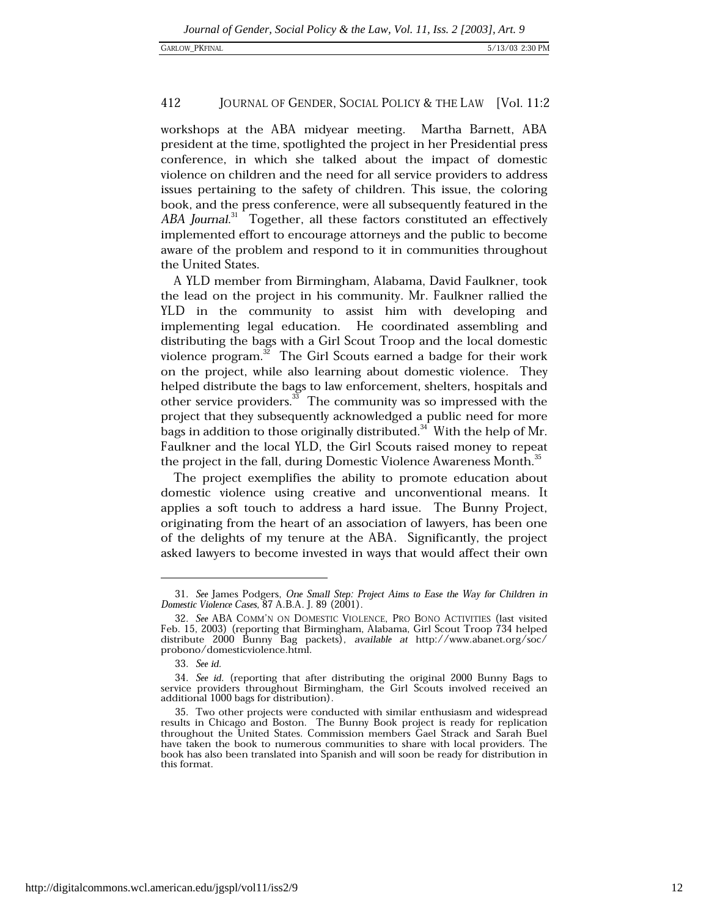workshops at the ABA midyear meeting. Martha Barnett, ABA president at the time, spotlighted the project in her Presidential press conference, in which she talked about the impact of domestic violence on children and the need for all service providers to address issues pertaining to the safety of children. This issue, the coloring book, and the press conference, were all subsequently featured in the *ABA Journal*.[31] Together, all these factors constituted an effectively implemented effort to encourage attorneys and the public to become aware of the problem and respond to it in communities throughout the United States.

A YLD member from Birmingham, Alabama, David Faulkner, took the lead on the project in his community. Mr. Faulkner rallied the YLD in the community to assist him with developing and implementing legal education. He coordinated assembling and distributing the bags with a Girl Scout Troop and the local domestic violence program.[32] The Girl Scouts earned a badge for their work on the project, while also learning about domestic violence. They helped distribute the bags to law enforcement, shelters, hospitals and other service providers.[33] The community was so impressed with the project that they subsequently acknowledged a public need for more bags in addition to those originally distributed.[34] With the help of Mr. Faulkner and the local YLD, the Girl Scouts raised money to repeat the project in the fall, during Domestic Violence Awareness Month.[35]

The project exemplifies the ability to promote education about domestic violence using creative and unconventional means. It applies a soft touch to address a hard issue. The Bunny Project, originating from the heart of an association of lawyers, has been one of the delights of my tenure at the ABA. Significantly, the project asked lawyers to become invested in ways that would affect their own

---

31. *See* James Podgers, *One Small Step: Project Aims to Ease the Way for Children in Domestic Violence Cases*, 87 A.B.A. J. 89 (2001).

32. *See* ABA COMM'N ON DOMESTIC VIOLENCE, PRO BONO ACTIVITIES (last visited Feb. 15, 2003) (reporting that Birmingham, Alabama, Girl Scout Troop 734 helped distribute 2000 Bunny Bag packets), *available at* http://www.abanet.org/soc/probono/domesticviolence.html.

33. *See id.*

34. *See id.* (reporting that after distributing the original 2000 Bunny Bags to service providers throughout Birmingham, the Girl Scouts involved received an additional 1000 bags for distribution).

35. Two other projects were conducted with similar enthusiasm and widespread results in Chicago and Boston. The Bunny Book project is ready for replication throughout the United States. Commission members Gael Strack and Sarah Buel have taken the book to numerous communities to share with local providers. The book has also been translated into Spanish and will soon be ready for distribution in this format.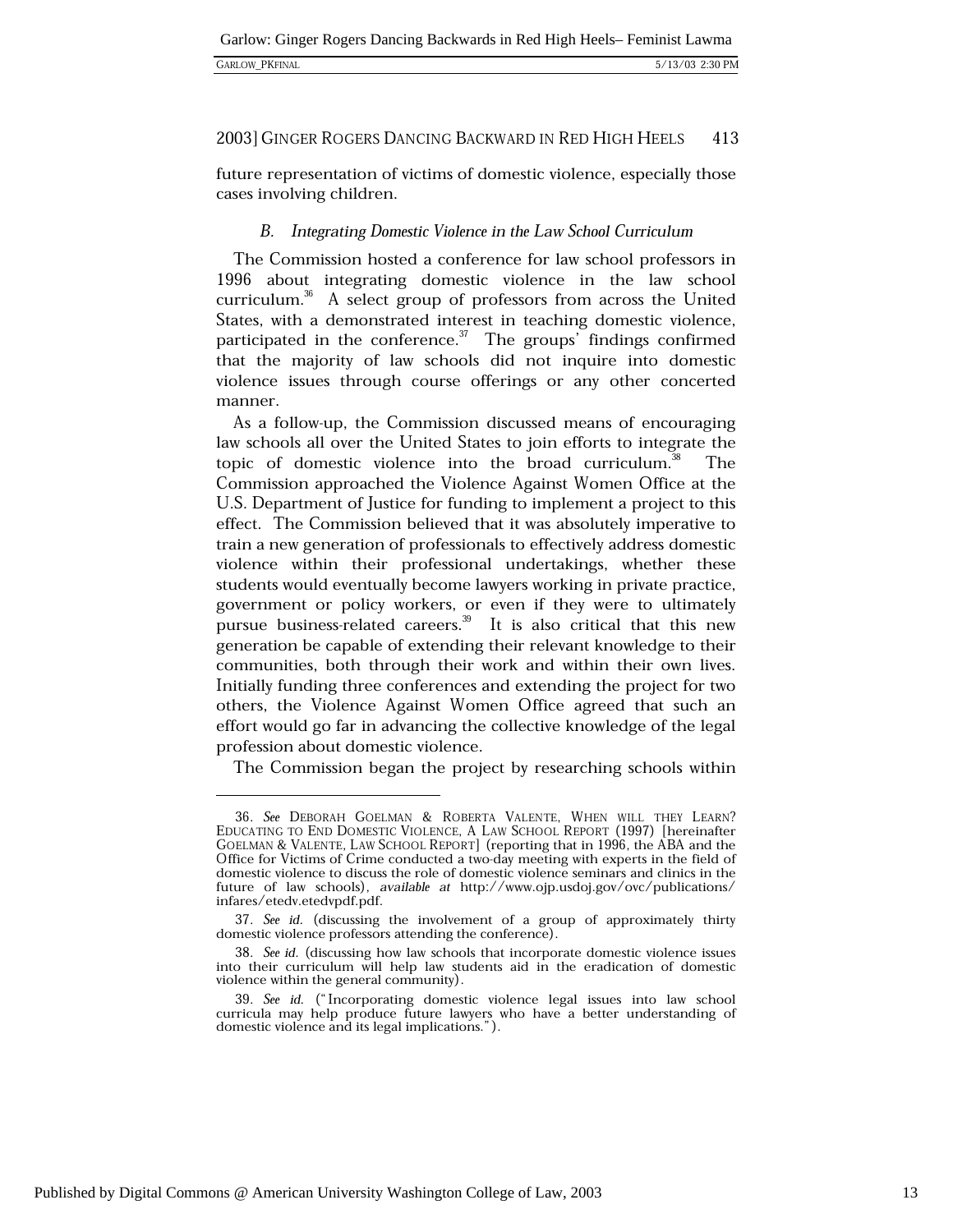future representation of victims of domestic violence, especially those cases involving children.

### B. *Integrating Domestic Violence in the Law School Curriculum*

The Commission hosted a conference for law school professors in 1996 about integrating domestic violence in the law school curriculum.[36] A select group of professors from across the United States, with a demonstrated interest in teaching domestic violence, participated in the conference.[37] The groups' findings confirmed that the majority of law schools did not inquire into domestic violence issues through course offerings or any other concerted manner.

As a follow-up, the Commission discussed means of encouraging law schools all over the United States to join efforts to integrate the topic of domestic violence into the broad curriculum.[38] The Commission approached the Violence Against Women Office at the U.S. Department of Justice for funding to implement a project to this effect. The Commission believed that it was absolutely imperative to train a new generation of professionals to effectively address domestic violence within their professional undertakings, whether these students would eventually become lawyers working in private practice, government or policy workers, or even if they were to ultimately pursue business-related careers.[39] It is also critical that this new generation be capable of extending their relevant knowledge to their communities, both through their work and within their own lives. Initially funding three conferences and extending the project for two others, the Violence Against Women Office agreed that such an effort would go far in advancing the collective knowledge of the legal profession about domestic violence.

The Commission began the project by researching schools within

---

36. *See* DEBORAH GOELMAN & ROBERTA VALENTE, WHEN WILL THEY LEARN? EDUCATING TO END DOMESTIC VIOLENCE, A LAW SCHOOL REPORT (1997) [hereinafter GOELMAN & VALENTE, LAW SCHOOL REPORT] (reporting that in 1996, the ABA and the Office for Victims of Crime conducted a two-day meeting with experts in the field of domestic violence to discuss the role of domestic violence seminars and clinics in the future of law schools), *available at* http://www.ojp.usdoj.gov/ovc/publications/infares/etedv.etedvpdf.pdf.

37. *See id.* (discussing the involvement of a group of approximately thirty domestic violence professors attending the conference).

38. *See id.* (discussing how law schools that incorporate domestic violence issues into their curriculum will help law students aid in the eradication of domestic violence within the general community).

39. *See id.* ("Incorporating domestic violence legal issues into law school curricula may help produce future lawyers who have a better understanding of domestic violence and its legal implications.").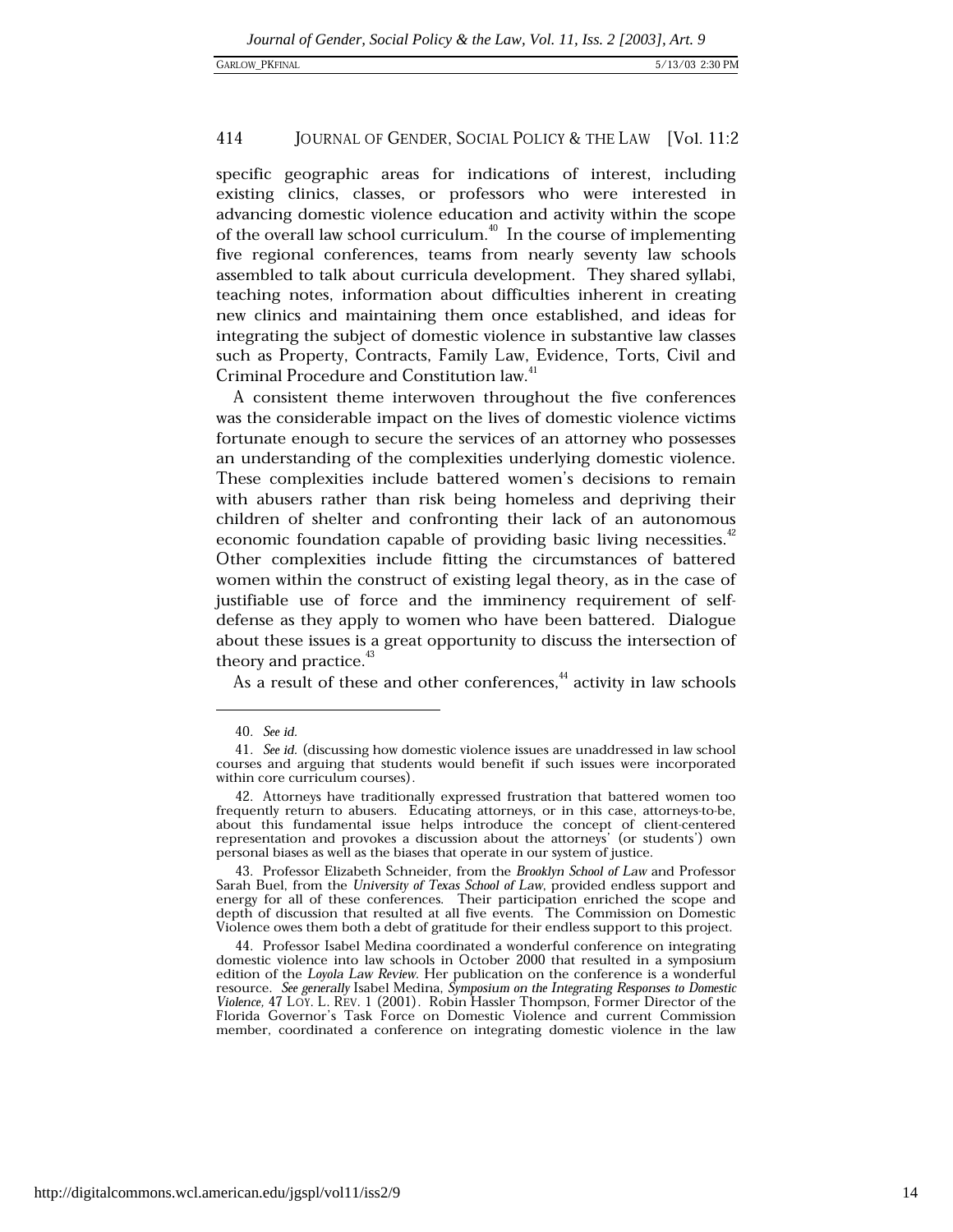specific geographic areas for indications of interest, including existing clinics, classes, or professors who were interested in advancing domestic violence education and activity within the scope of the overall law school curriculum.[40] In the course of implementing five regional conferences, teams from nearly seventy law schools assembled to talk about curricula development. They shared syllabi, teaching notes, information about difficulties inherent in creating new clinics and maintaining them once established, and ideas for integrating the subject of domestic violence in substantive law classes such as Property, Contracts, Family Law, Evidence, Torts, Civil and Criminal Procedure and Constitution law.[41]

A consistent theme interwoven throughout the five conferences was the considerable impact on the lives of domestic violence victims fortunate enough to secure the services of an attorney who possesses an understanding of the complexities underlying domestic violence. These complexities include battered women's decisions to remain with abusers rather than risk being homeless and depriving their children of shelter and confronting their lack of an autonomous economic foundation capable of providing basic living necessities.[42] Other complexities include fitting the circumstances of battered women within the construct of existing legal theory, as in the case of justifiable use of force and the imminency requirement of self-defense as they apply to women who have been battered. Dialogue about these issues is a great opportunity to discuss the intersection of theory and practice.[43]

As a result of these and other conferences,[44] activity in law schools

---

40. *See id.*

41. *See id.* (discussing how domestic violence issues are unaddressed in law school courses and arguing that students would benefit if such issues were incorporated within core curriculum courses).

42. Attorneys have traditionally expressed frustration that battered women too frequently return to abusers. Educating attorneys, or in this case, attorneys-to-be, about this fundamental issue helps introduce the concept of client-centered representation and provokes a discussion about the attorneys' (or students') own personal biases as well as the biases that operate in our system of justice.

43. Professor Elizabeth Schneider, from the *Brooklyn School of Law* and Professor Sarah Buel, from the *University of Texas School of Law*, provided endless support and energy for all of these conferences. Their participation enriched the scope and depth of discussion that resulted at all five events. The Commission on Domestic Violence owes them both a debt of gratitude for their endless support to this project.

44. Professor Isabel Medina coordinated a wonderful conference on integrating domestic violence into law schools in October 2000 that resulted in a symposium edition of the *Loyola Law Review*. Her publication on the conference is a wonderful resource. *See generally* Isabel Medina, *Symposium on the Integrating Responses to Domestic Violence*, 47 LOY. L. REV. 1 (2001). Robin Hassler Thompson, Former Director of the Florida Governor's Task Force on Domestic Violence and current Commission member, coordinated a conference on integrating domestic violence in the law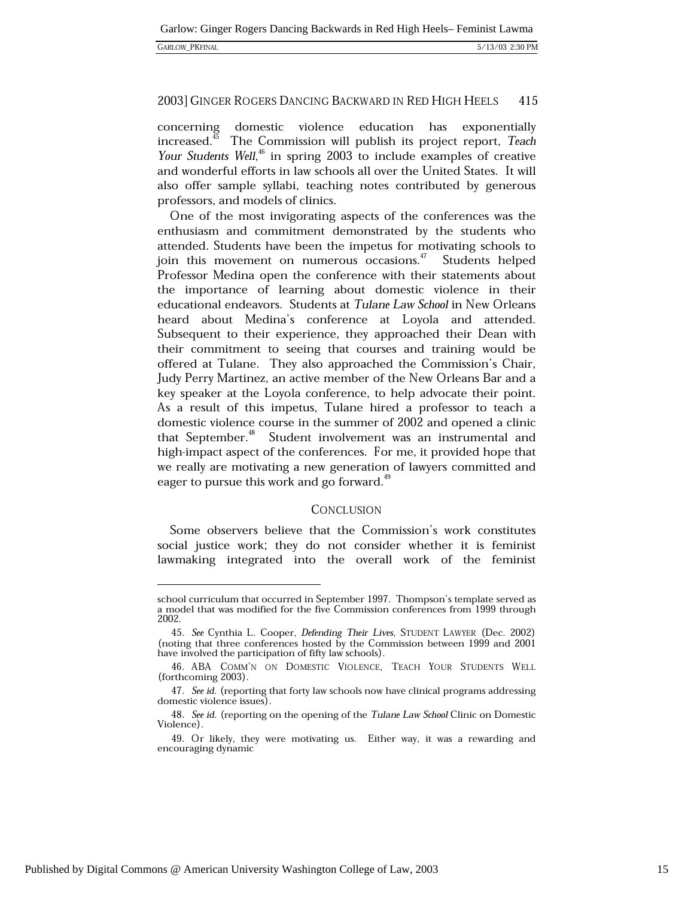concerning domestic violence education has exponentially increased.[45] The Commission will publish its project report, *Teach Your Students Well*,[46] in spring 2003 to include examples of creative and wonderful efforts in law schools all over the United States. It will also offer sample syllabi, teaching notes contributed by generous professors, and models of clinics.

One of the most invigorating aspects of the conferences was the enthusiasm and commitment demonstrated by the students who attended. Students have been the impetus for motivating schools to join this movement on numerous occasions.[47] Students helped Professor Medina open the conference with their statements about the importance of learning about domestic violence in their educational endeavors. Students at *Tulane Law School* in New Orleans heard about Medina's conference at Loyola and attended. Subsequent to their experience, they approached their Dean with their commitment to seeing that courses and training would be offered at Tulane. They also approached the Commission's Chair, Judy Perry Martinez, an active member of the New Orleans Bar and a key speaker at the Loyola conference, to help advocate their point. As a result of this impetus, Tulane hired a professor to teach a domestic violence course in the summer of 2002 and opened a clinic that September.[48] Student involvement was an instrumental and high-impact aspect of the conferences. For me, it provided hope that we really are motivating a new generation of lawyers committed and eager to pursue this work and go forward.[49]

## CONCLUSION

Some observers believe that the Commission's work constitutes social justice work; they do not consider whether it is feminist lawmaking integrated into the overall work of the feminist

---

school curriculum that occurred in September 1997. Thompson's template served as a model that was modified for the five Commission conferences from 1999 through 2002.

45. *See* Cynthia L. Cooper, *Defending Their Lives*, STUDENT LAWYER (Dec. 2002) (noting that three conferences hosted by the Commission between 1999 and 2001 have involved the participation of fifty law schools).

46. ABA COMM'N ON DOMESTIC VIOLENCE, TEACH YOUR STUDENTS WELL (forthcoming 2003).

47. *See id.* (reporting that forty law schools now have clinical programs addressing domestic violence issues).

48. *See id.* (reporting on the opening of the *Tulane Law School* Clinic on Domestic Violence).

49. Or likely, they were motivating us. Either way, it was a rewarding and encouraging dynamic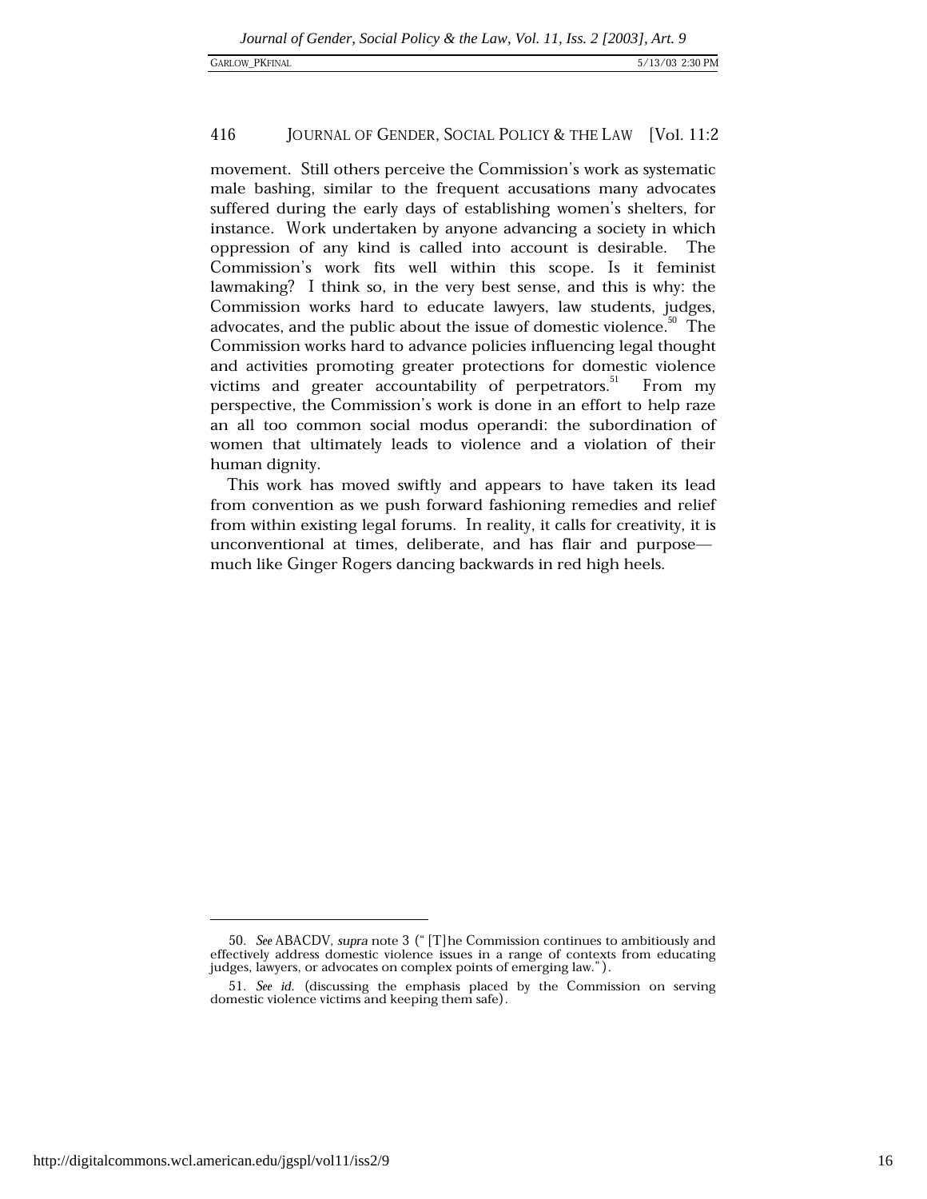movement. Still others perceive the Commission's work as systematic male bashing, similar to the frequent accusations many advocates suffered during the early days of establishing women's shelters, for instance. Work undertaken by anyone advancing a society in which oppression of any kind is called into account is desirable. The Commission's work fits well within this scope. Is it feminist lawmaking? I think so, in the very best sense, and this is why: the Commission works hard to educate lawyers, law students, judges, advocates, and the public about the issue of domestic violence.[50] The Commission works hard to advance policies influencing legal thought and activities promoting greater protections for domestic violence victims and greater accountability of perpetrators.[51] From my perspective, the Commission's work is done in an effort to help raze an all too common social modus operandi: the subordination of women that ultimately leads to violence and a violation of their human dignity.

This work has moved swiftly and appears to have taken its lead from convention as we push forward fashioning remedies and relief from within existing legal forums. In reality, it calls for creativity, it is unconventional at times, deliberate, and has flair and purpose—much like Ginger Rogers dancing backwards in red high heels.

---

50. *See* ABACDV, *supra* note 3 ("[T]he Commission continues to ambitiously and effectively address domestic violence issues in a range of contexts from educating judges, lawyers, or advocates on complex points of emerging law.").

51. *See id.* (discussing the emphasis placed by the Commission on serving domestic violence victims and keeping them safe).